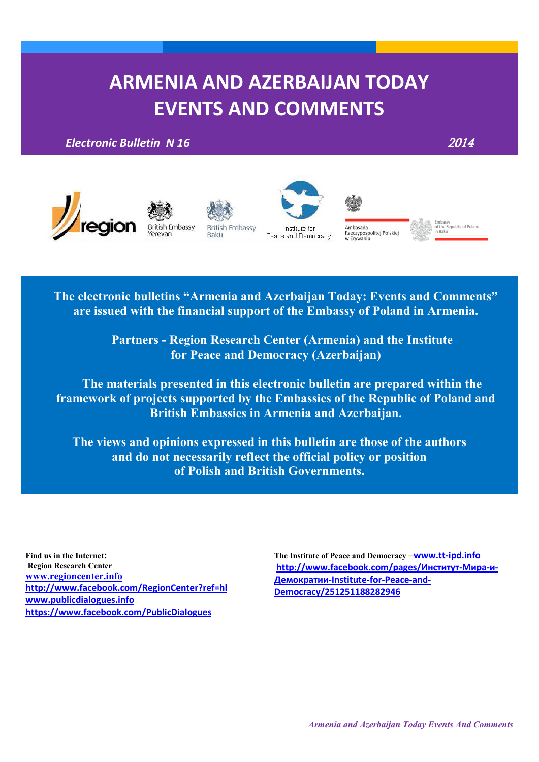# ARMENIA AND AZERBAIJAN TODAY EVENTS AND COMMENTS

***Electronic Bulletin N 16*** ***2014***

region · British Embassy Yerevan · British Embassy Baku · Institute for Peace and Democracy · Ambasada Rzeczypospolitej Polskiej w Erywaniu · Embassy of the Republic of Poland in Baku

**The electronic bulletins "Armenia and Azerbaijan Today: Events and Comments" are issued with the financial support of the Embassy of Poland in Armenia.**

**Partners - Region Research Center (Armenia) and the Institute for Peace and Democracy (Azerbaijan)**

**The materials presented in this electronic bulletin are prepared within the framework of projects supported by the Embassies of the Republic of Poland and British Embassies in Armenia and Azerbaijan.**

**The views and opinions expressed in this bulletin are those of the authors and do not necessarily reflect the official policy or position of Polish and British Governments.**

**Find us in the Internet:**
**Region Research Center**
www.regioncenter.info
http://www.facebook.com/RegionCenter?ref=hl
www.publicdialogues.info
https://www.facebook.com/PublicDialogues

**The Institute of Peace and Democracy** –www.tt-ipd.info
http://www.facebook.com/pages/Институт-Мира-и-Демократии-Institute-for-Peace-and-Democracy/251251188282946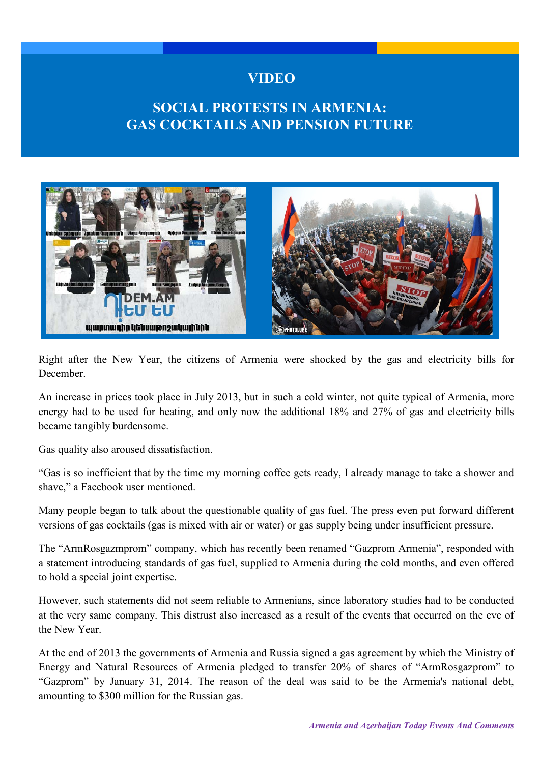## VIDEO

## SOCIAL PROTESTS IN ARMENIA: GAS COCKTAILS AND PENSION FUTURE

Right after the New Year, the citizens of Armenia were shocked by the gas and electricity bills for December.

An increase in prices took place in July 2013, but in such a cold winter, not quite typical of Armenia, more energy had to be used for heating, and only now the additional 18% and 27% of gas and electricity bills became tangibly burdensome.

Gas quality also aroused dissatisfaction.

“Gas is so inefficient that by the time my morning coffee gets ready, I already manage to take a shower and shave,” a Facebook user mentioned.

Many people began to talk about the questionable quality of gas fuel. The press even put forward different versions of gas cocktails (gas is mixed with air or water) or gas supply being under insufficient pressure.

The “ArmRosgazmprom” company, which has recently been renamed “Gazprom Armenia”, responded with a statement introducing standards of gas fuel, supplied to Armenia during the cold months, and even offered to hold a special joint expertise.

However, such statements did not seem reliable to Armenians, since laboratory studies had to be conducted at the very same company. This distrust also increased as a result of the events that occurred on the eve of the New Year.

At the end of 2013 the governments of Armenia and Russia signed a gas agreement by which the Ministry of Energy and Natural Resources of Armenia pledged to transfer 20% of shares of “ArmRosgazprom” to “Gazprom” by January 31, 2014. The reason of the deal was said to be the Armenia's national debt, amounting to $300 million for the Russian gas.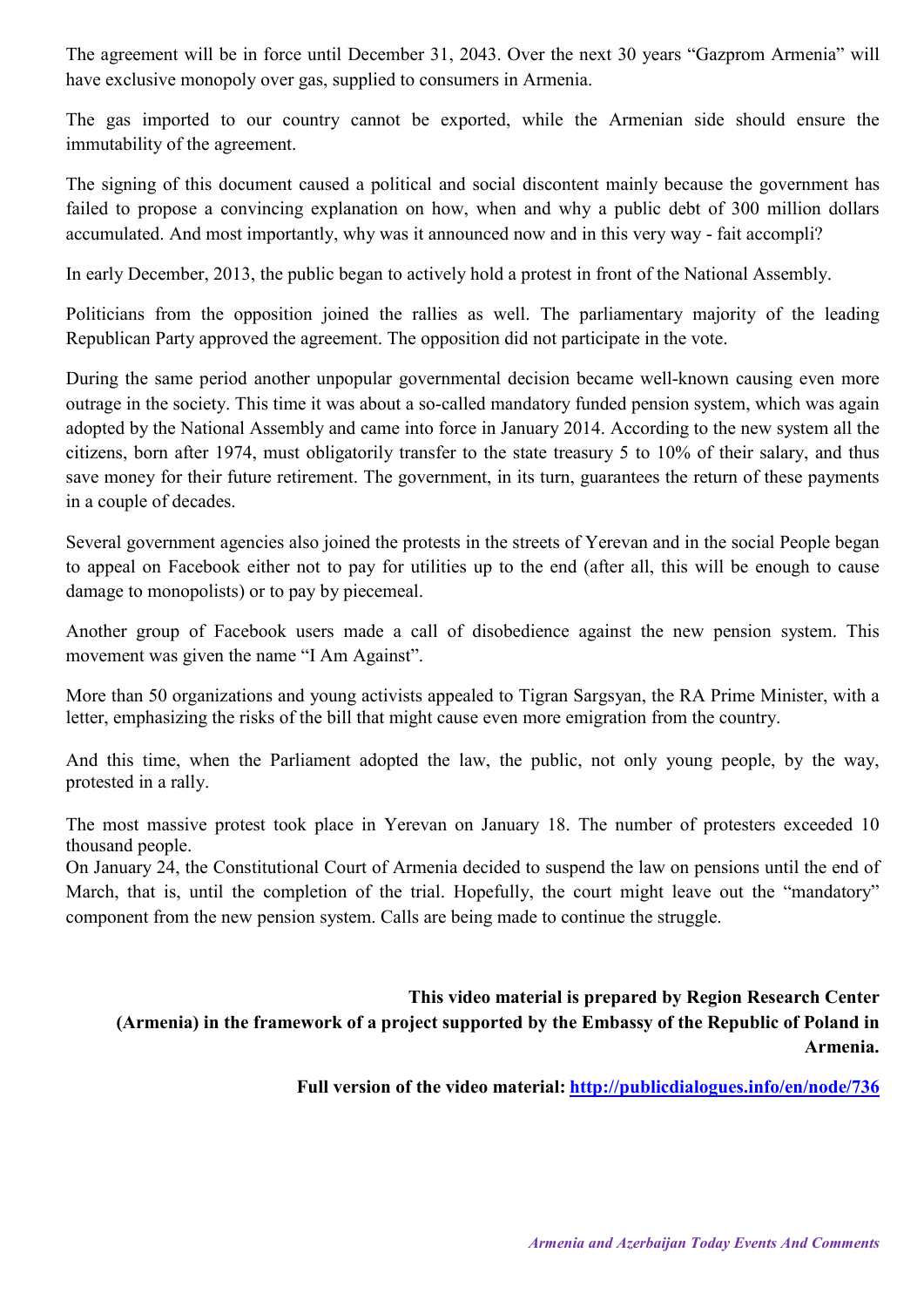The agreement will be in force until December 31, 2043. Over the next 30 years "Gazprom Armenia" will have exclusive monopoly over gas, supplied to consumers in Armenia.

The gas imported to our country cannot be exported, while the Armenian side should ensure the immutability of the agreement.

The signing of this document caused a political and social discontent mainly because the government has failed to propose a convincing explanation on how, when and why a public debt of 300 million dollars accumulated. And most importantly, why was it announced now and in this very way - fait accompli?

In early December, 2013, the public began to actively hold a protest in front of the National Assembly.

Politicians from the opposition joined the rallies as well. The parliamentary majority of the leading Republican Party approved the agreement. The opposition did not participate in the vote.

During the same period another unpopular governmental decision became well-known causing even more outrage in the society. This time it was about a so-called mandatory funded pension system, which was again adopted by the National Assembly and came into force in January 2014. According to the new system all the citizens, born after 1974, must obligatorily transfer to the state treasury 5 to 10% of their salary, and thus save money for their future retirement. The government, in its turn, guarantees the return of these payments in a couple of decades.

Several government agencies also joined the protests in the streets of Yerevan and in the social People began to appeal on Facebook either not to pay for utilities up to the end (after all, this will be enough to cause damage to monopolists) or to pay by piecemeal.

Another group of Facebook users made a call of disobedience against the new pension system. This movement was given the name "I Am Against".

More than 50 organizations and young activists appealed to Tigran Sargsyan, the RA Prime Minister, with a letter, emphasizing the risks of the bill that might cause even more emigration from the country.

And this time, when the Parliament adopted the law, the public, not only young people, by the way, protested in a rally.

The most massive protest took place in Yerevan on January 18. The number of protesters exceeded 10 thousand people.
On January 24, the Constitutional Court of Armenia decided to suspend the law on pensions until the end of March, that is, until the completion of the trial. Hopefully, the court might leave out the "mandatory" component from the new pension system. Calls are being made to continue the struggle.

**This video material is prepared by Region Research Center (Armenia) in the framework of a project supported by the Embassy of the Republic of Poland in Armenia.**

**Full version of the video material: [http://publicdialogues.info/en/node/736](http://publicdialogues.info/en/node/736)**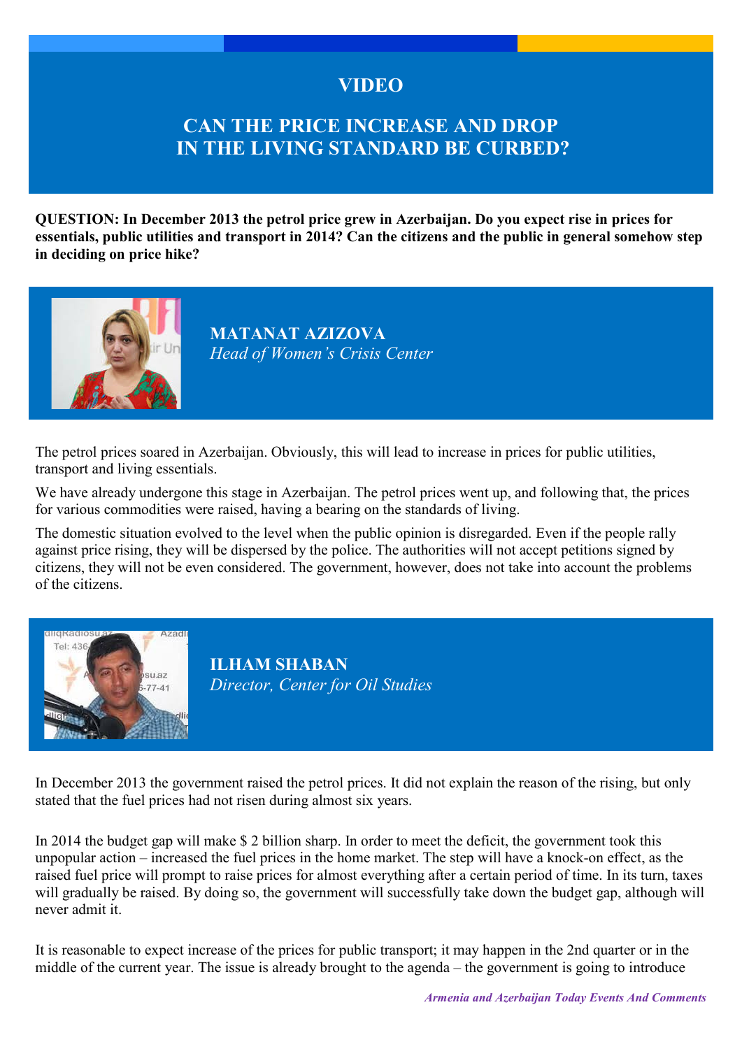# VIDEO

## CAN THE PRICE INCREASE AND DROP IN THE LIVING STANDARD BE CURBED?

**QUESTION: In December 2013 the petrol price grew in Azerbaijan. Do you expect rise in prices for essentials, public utilities and transport in 2014? Can the citizens and the public in general somehow step in deciding on price hike?**

### MATANAT AZIZOVA
*Head of Women's Crisis Center*

The petrol prices soared in Azerbaijan. Obviously, this will lead to increase in prices for public utilities, transport and living essentials.

We have already undergone this stage in Azerbaijan. The petrol prices went up, and following that, the prices for various commodities were raised, having a bearing on the standards of living.

The domestic situation evolved to the level when the public opinion is disregarded. Even if the people rally against price rising, they will be dispersed by the police. The authorities will not accept petitions signed by citizens, they will not be even considered. The government, however, does not take into account the problems of the citizens.

### ILHAM SHABAN
*Director, Center for Oil Studies*

In December 2013 the government raised the petrol prices. It did not explain the reason of the rising, but only stated that the fuel prices had not risen during almost six years.

In 2014 the budget gap will make $ 2 billion sharp. In order to meet the deficit, the government took this unpopular action – increased the fuel prices in the home market. The step will have a knock-on effect, as the raised fuel price will prompt to raise prices for almost everything after a certain period of time. In its turn, taxes will gradually be raised. By doing so, the government will successfully take down the budget gap, although will never admit it.

It is reasonable to expect increase of the prices for public transport; it may happen in the 2nd quarter or in the middle of the current year. The issue is already brought to the agenda – the government is going to introduce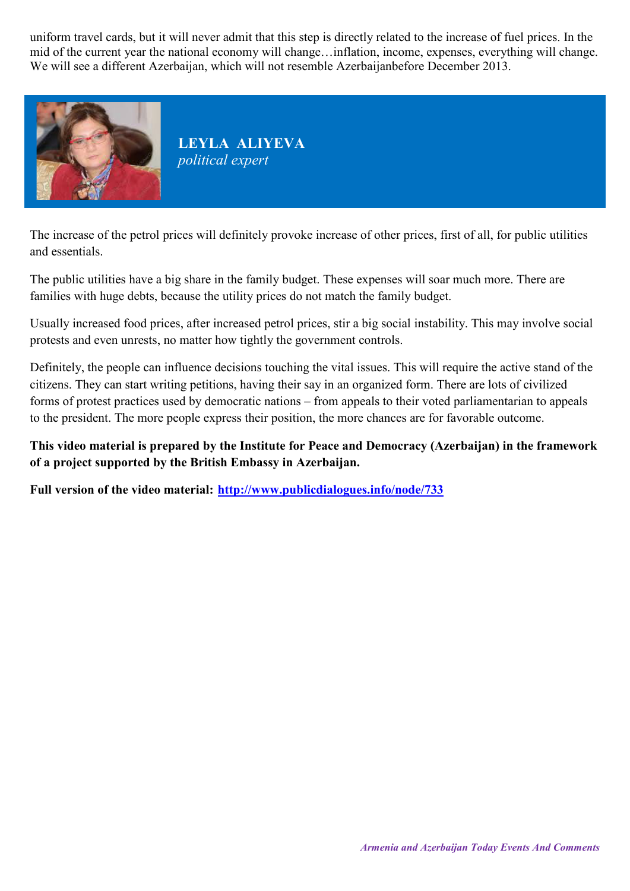uniform travel cards, but it will never admit that this step is directly related to the increase of fuel prices. In the mid of the current year the national economy will change…inflation, income, expenses, everything will change. We will see a different Azerbaijan, which will not resemble Azerbaijanbefore December 2013.

**LEYLA ALIYEVA**
*political expert*

The increase of the petrol prices will definitely provoke increase of other prices, first of all, for public utilities and essentials.

The public utilities have a big share in the family budget. These expenses will soar much more. There are families with huge debts, because the utility prices do not match the family budget.

Usually increased food prices, after increased petrol prices, stir a big social instability. This may involve social protests and even unrests, no matter how tightly the government controls.

Definitely, the people can influence decisions touching the vital issues. This will require the active stand of the citizens. They can start writing petitions, having their say in an organized form. There are lots of civilized forms of protest practices used by democratic nations – from appeals to their voted parliamentarian to appeals to the president. The more people express their position, the more chances are for favorable outcome.

**This video material is prepared by the Institute for Peace and Democracy (Azerbaijan) in the framework of a project supported by the British Embassy in Azerbaijan.**

**Full version of the video material: [http://www.publicdialogues.info/node/733](http://www.publicdialogues.info/node/733)**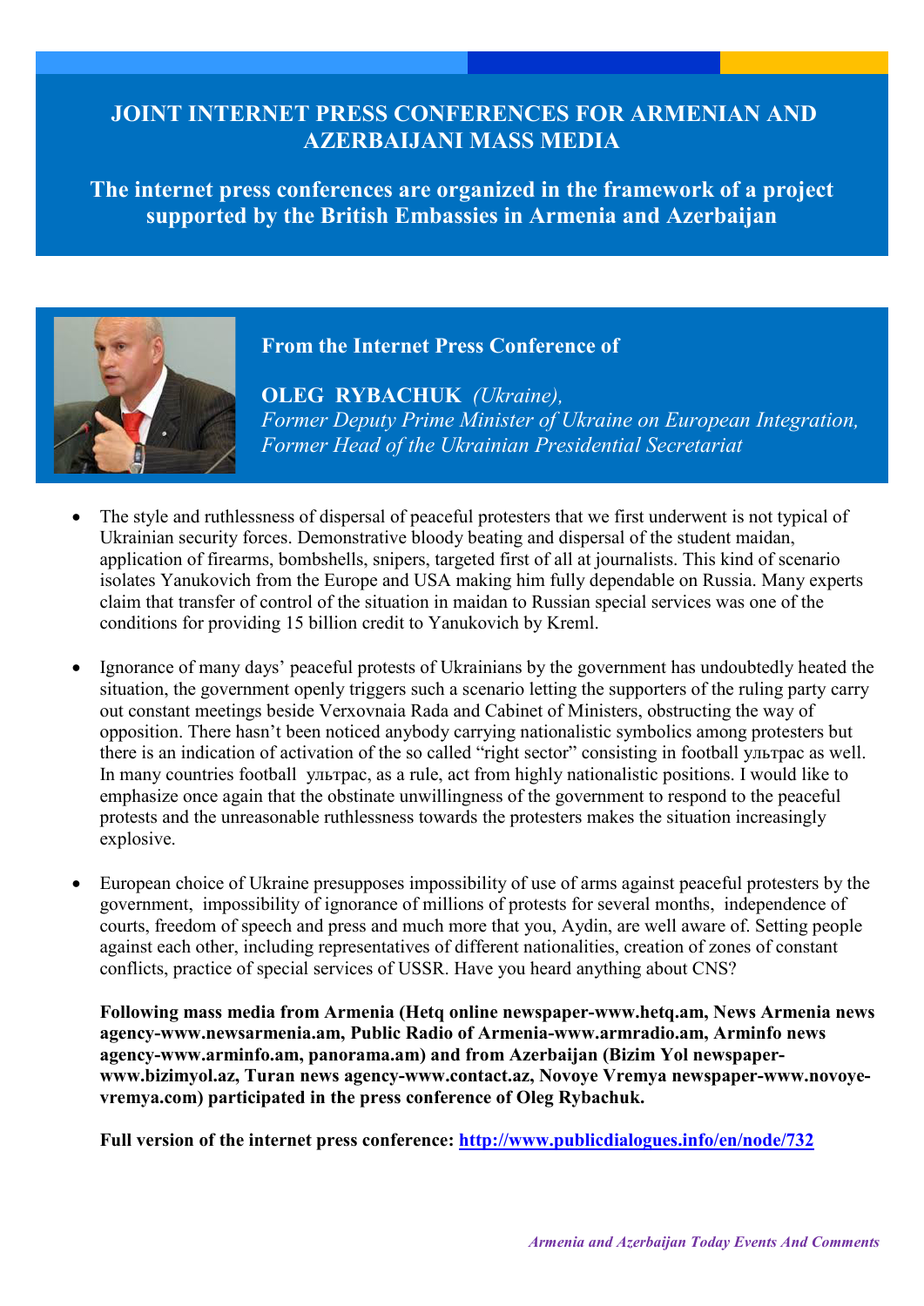# JOINT INTERNET PRESS CONFERENCES FOR ARMENIAN AND AZERBAIJANI MASS MEDIA

## The internet press conferences are organized in the framework of a project supported by the British Embassies in Armenia and Azerbaijan

### From the Internet Press Conference of

**OLEG RYBACHUK** *(Ukraine),*
*Former Deputy Prime Minister of Ukraine on European Integration,*
*Former Head of the Ukrainian Presidential Secretariat*

- The style and ruthlessness of dispersal of peaceful protesters that we first underwent is not typical of Ukrainian security forces. Demonstrative bloody beating and dispersal of the student maidan, application of firearms, bombshells, snipers, targeted first of all at journalists. This kind of scenario isolates Yanukovich from the Europe and USA making him fully dependable on Russia. Many experts claim that transfer of control of the situation in maidan to Russian special services was one of the conditions for providing 15 billion credit to Yanukovich by Kreml.

- Ignorance of many days' peaceful protests of Ukrainians by the government has undoubtedly heated the situation, the government openly triggers such a scenario letting the supporters of the ruling party carry out constant meetings beside Verxovnaia Rada and Cabinet of Ministers, obstructing the way of opposition. There hasn't been noticed anybody carrying nationalistic symbolics among protesters but there is an indication of activation of the so called "right sector" consisting in football ультрас as well. In many countries football ультрас, as a rule, act from highly nationalistic positions. I would like to emphasize once again that the obstinate unwillingness of the government to respond to the peaceful protests and the unreasonable ruthlessness towards the protesters makes the situation increasingly explosive.

- European choice of Ukraine presupposes impossibility of use of arms against peaceful protesters by the government, impossibility of ignorance of millions of protests for several months, independence of courts, freedom of speech and press and much more that you, Aydin, are well aware of. Setting people against each other, including representatives of different nationalities, creation of zones of constant conflicts, practice of special services of USSR. Have you heard anything about CNS?

  **Following mass media from Armenia (Hetq online newspaper-www.hetq.am, News Armenia news agency-www.newsarmenia.am, Public Radio of Armenia-www.armradio.am, Arminfo news agency-www.arminfo.am, panorama.am) and from Azerbaijan (Bizim Yol newspaper-www.bizimyol.az, Turan news agency-www.contact.az, Novoye Vremya newspaper-www.novoye-vremya.com) participated in the press conference of Oleg Rybachuk.**

  **Full version of the internet press conference: [http://www.publicdialogues.info/en/node/732](http://www.publicdialogues.info/en/node/732)**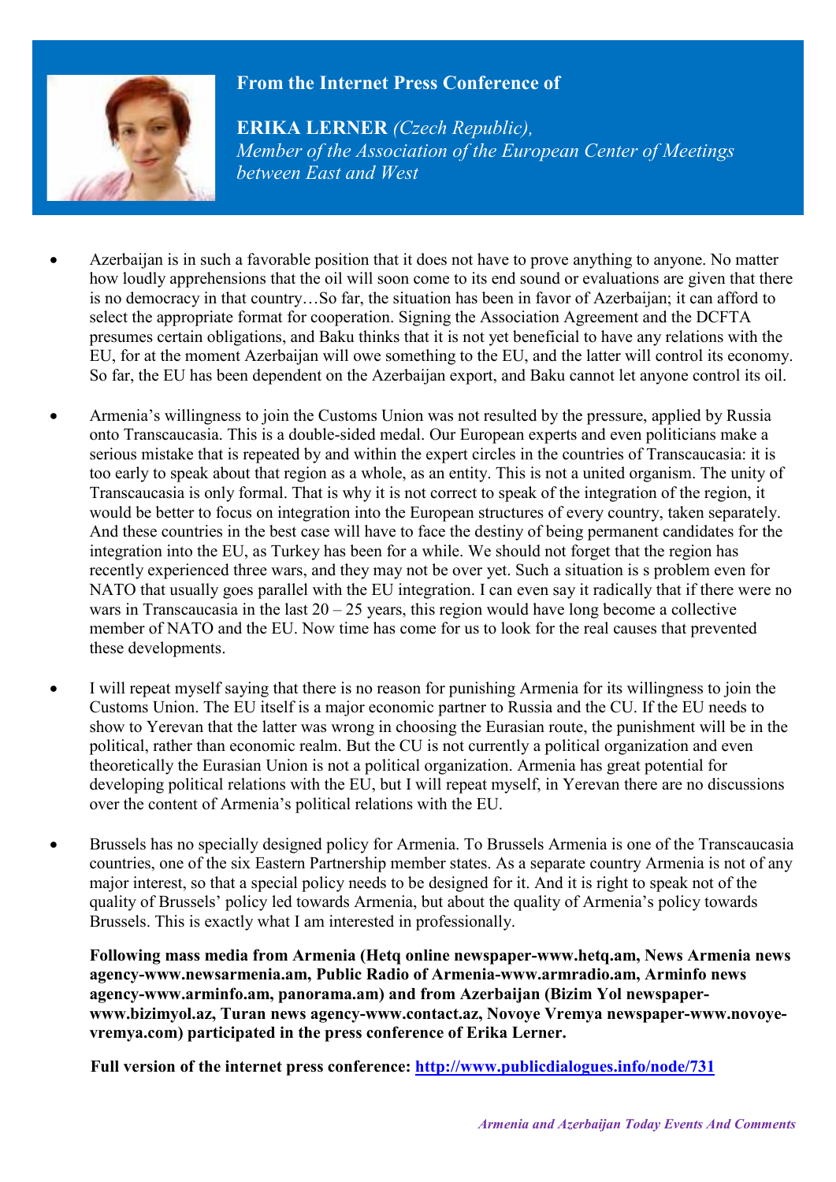**From the Internet Press Conference of**

**ERIKA LERNER** *(Czech Republic),*
*Member of the Association of the European Center of Meetings between East and West*

- Azerbaijan is in such a favorable position that it does not have to prove anything to anyone. No matter how loudly apprehensions that the oil will soon come to its end sound or evaluations are given that there is no democracy in that country…So far, the situation has been in favor of Azerbaijan; it can afford to select the appropriate format for cooperation. Signing the Association Agreement and the DCFTA presumes certain obligations, and Baku thinks that it is not yet beneficial to have any relations with the EU, for at the moment Azerbaijan will owe something to the EU, and the latter will control its economy. So far, the EU has been dependent on the Azerbaijan export, and Baku cannot let anyone control its oil.

- Armenia's willingness to join the Customs Union was not resulted by the pressure, applied by Russia onto Transcaucasia. This is a double-sided medal. Our European experts and even politicians make a serious mistake that is repeated by and within the expert circles in the countries of Transcaucasia: it is too early to speak about that region as a whole, as an entity. This is not a united organism. The unity of Transcaucasia is only formal. That is why it is not correct to speak of the integration of the region, it would be better to focus on integration into the European structures of every country, taken separately. And these countries in the best case will have to face the destiny of being permanent candidates for the integration into the EU, as Turkey has been for a while. We should not forget that the region has recently experienced three wars, and they may not be over yet. Such a situation is s problem even for NATO that usually goes parallel with the EU integration. I can even say it radically that if there were no wars in Transcaucasia in the last 20 – 25 years, this region would have long become a collective member of NATO and the EU. Now time has come for us to look for the real causes that prevented these developments.

- I will repeat myself saying that there is no reason for punishing Armenia for its willingness to join the Customs Union. The EU itself is a major economic partner to Russia and the CU. If the EU needs to show to Yerevan that the latter was wrong in choosing the Eurasian route, the punishment will be in the political, rather than economic realm. But the CU is not currently a political organization and even theoretically the Eurasian Union is not a political organization. Armenia has great potential for developing political relations with the EU, but I will repeat myself, in Yerevan there are no discussions over the content of Armenia's political relations with the EU.

- Brussels has no specially designed policy for Armenia. To Brussels Armenia is one of the Transcaucasia countries, one of the six Eastern Partnership member states. As a separate country Armenia is not of any major interest, so that a special policy needs to be designed for it. And it is right to speak not of the quality of Brussels' policy led towards Armenia, but about the quality of Armenia's policy towards Brussels. This is exactly what I am interested in professionally.

**Following mass media from Armenia (Hetq online newspaper-www.hetq.am, News Armenia news agency-www.newsarmenia.am, Public Radio of Armenia-www.armradio.am, Arminfo news agency-www.arminfo.am, panorama.am) and from Azerbaijan (Bizim Yol newspaper-www.bizimyol.az, Turan news agency-www.contact.az, Novoye Vremya newspaper-www.novoye-vremya.com) participated in the press conference of Erika Lerner.**

**Full version of the internet press conference: [http://www.publicdialogues.info/node/731](http://www.publicdialogues.info/node/731)**